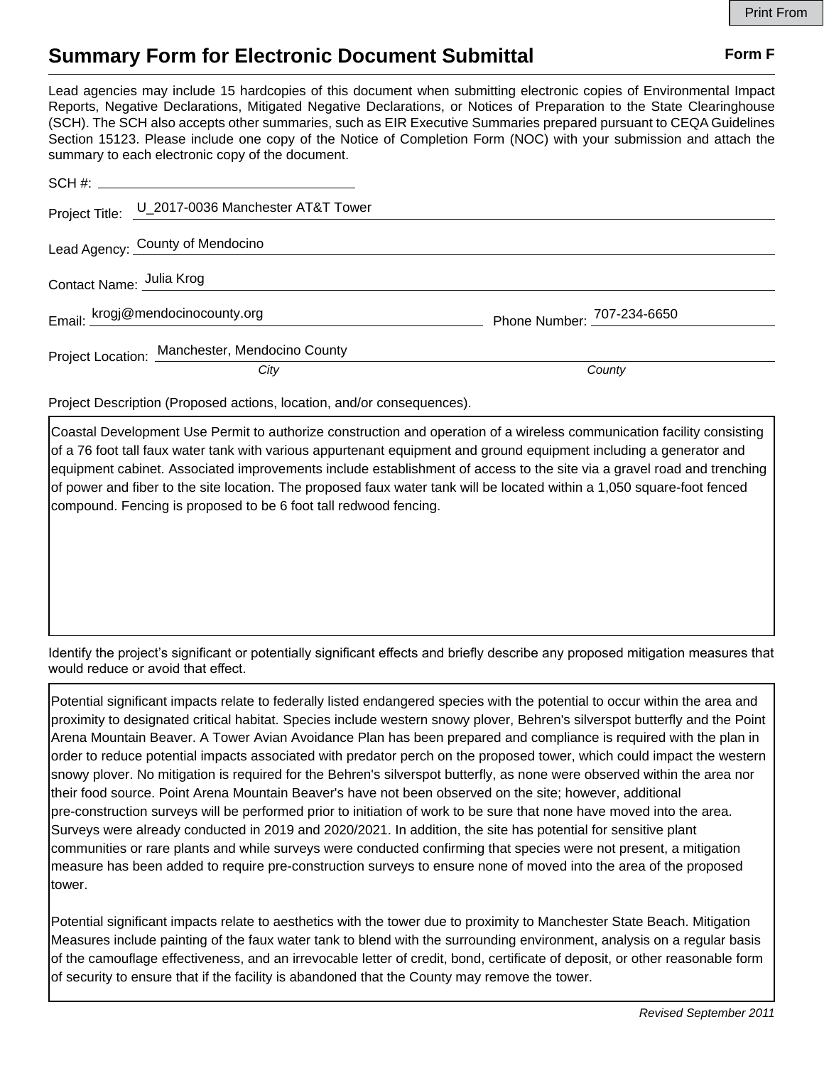Print From

# Summary Form for Electronic Document Submittal

**Form F**

Lead agencies may include 15 hardcopies of this document when submitting electronic copies of Environmental Impact Reports, Negative Declarations, Mitigated Negative Declarations, or Notices of Preparation to the State Clearinghouse (SCH). The SCH also accepts other summaries, such as EIR Executive Summaries prepared pursuant to CEQA Guidelines Section 15123. Please include one copy of the Notice of Completion Form (NOC) with your submission and attach the summary to each electronic copy of the document.

SCH #: 

Project Title: U_2017-0036 Manchester AT&T Tower

Lead Agency: County of Mendocino

Contact Name: Julia Krog

Email: krogj@mendocinocounty.org Phone Number: 707-234-6650

Project Location: Manchester, Mendocino County

*City* *County*

Project Description (Proposed actions, location, and/or consequences).

Coastal Development Use Permit to authorize construction and operation of a wireless communication facility consisting of a 76 foot tall faux water tank with various appurtenant equipment and ground equipment including a generator and equipment cabinet. Associated improvements include establishment of access to the site via a gravel road and trenching of power and fiber to the site location. The proposed faux water tank will be located within a 1,050 square-foot fenced compound. Fencing is proposed to be 6 foot tall redwood fencing.

Identify the project's significant or potentially significant effects and briefly describe any proposed mitigation measures that would reduce or avoid that effect.

Potential significant impacts relate to federally listed endangered species with the potential to occur within the area and proximity to designated critical habitat. Species include western snowy plover, Behren's silverspot butterfly and the Point Arena Mountain Beaver. A Tower Avian Avoidance Plan has been prepared and compliance is required with the plan in order to reduce potential impacts associated with predator perch on the proposed tower, which could impact the western snowy plover. No mitigation is required for the Behren's silverspot butterfly, as none were observed within the area nor their food source. Point Arena Mountain Beaver's have not been observed on the site; however, additional pre-construction surveys will be performed prior to initiation of work to be sure that none have moved into the area. Surveys were already conducted in 2019 and 2020/2021. In addition, the site has potential for sensitive plant communities or rare plants and while surveys were conducted confirming that species were not present, a mitigation measure has been added to require pre-construction surveys to ensure none of moved into the area of the proposed tower.

Potential significant impacts relate to aesthetics with the tower due to proximity to Manchester State Beach. Mitigation Measures include painting of the faux water tank to blend with the surrounding environment, analysis on a regular basis of the camouflage effectiveness, and an irrevocable letter of credit, bond, certificate of deposit, or other reasonable form of security to ensure that if the facility is abandoned that the County may remove the tower.

*Revised September 2011*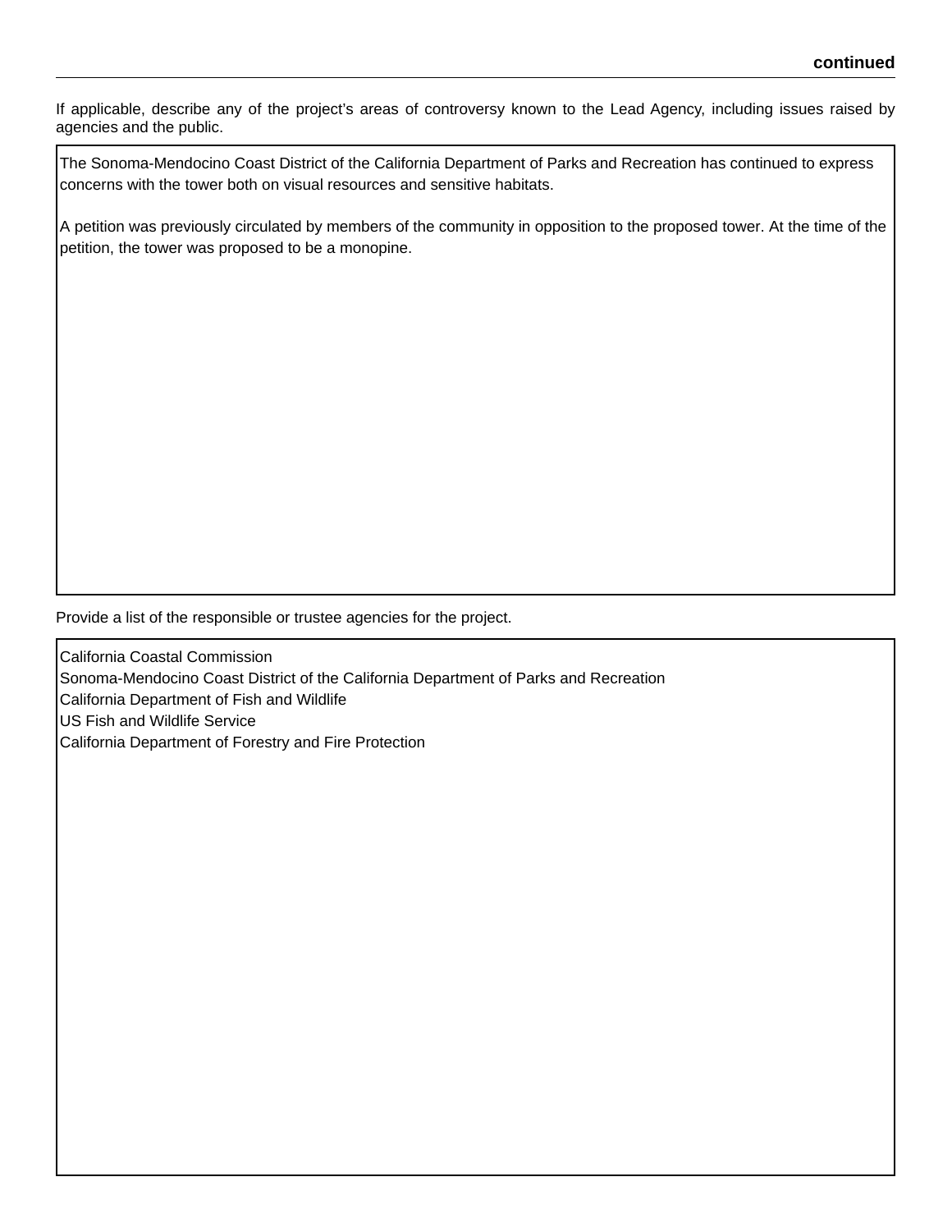**continued**

If applicable, describe any of the project's areas of controversy known to the Lead Agency, including issues raised by agencies and the public.

The Sonoma-Mendocino Coast District of the California Department of Parks and Recreation has continued to express concerns with the tower both on visual resources and sensitive habitats.

A petition was previously circulated by members of the community in opposition to the proposed tower. At the time of the petition, the tower was proposed to be a monopine.

Provide a list of the responsible or trustee agencies for the project.

California Coastal Commission
Sonoma-Mendocino Coast District of the California Department of Parks and Recreation
California Department of Fish and Wildlife
US Fish and Wildlife Service
California Department of Forestry and Fire Protection